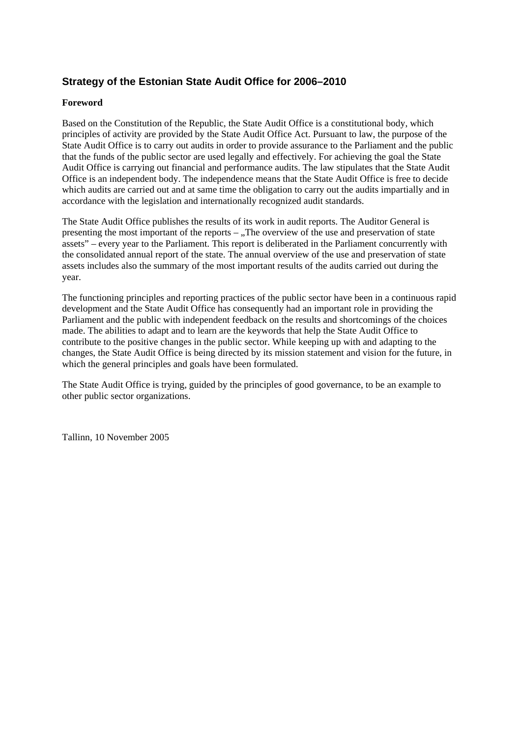## Strategy of the Estonian State Audit Office for 2006–2010

**Foreword**

Based on the Constitution of the Republic, the State Audit Office is a constitutional body, which principles of activity are provided by the State Audit Office Act. Pursuant to law, the purpose of the State Audit Office is to carry out audits in order to provide assurance to the Parliament and the public that the funds of the public sector are used legally and effectively. For achieving the goal the State Audit Office is carrying out financial and performance audits. The law stipulates that the State Audit Office is an independent body. The independence means that the State Audit Office is free to decide which audits are carried out and at same time the obligation to carry out the audits impartially and in accordance with the legislation and internationally recognized audit standards.

The State Audit Office publishes the results of its work in audit reports. The Auditor General is presenting the most important of the reports – „The overview of the use and preservation of state assets" – every year to the Parliament. This report is deliberated in the Parliament concurrently with the consolidated annual report of the state. The annual overview of the use and preservation of state assets includes also the summary of the most important results of the audits carried out during the year.

The functioning principles and reporting practices of the public sector have been in a continuous rapid development and the State Audit Office has consequently had an important role in providing the Parliament and the public with independent feedback on the results and shortcomings of the choices made. The abilities to adapt and to learn are the keywords that help the State Audit Office to contribute to the positive changes in the public sector. While keeping up with and adapting to the changes, the State Audit Office is being directed by its mission statement and vision for the future, in which the general principles and goals have been formulated.

The State Audit Office is trying, guided by the principles of good governance, to be an example to other public sector organizations.

Tallinn, 10 November 2005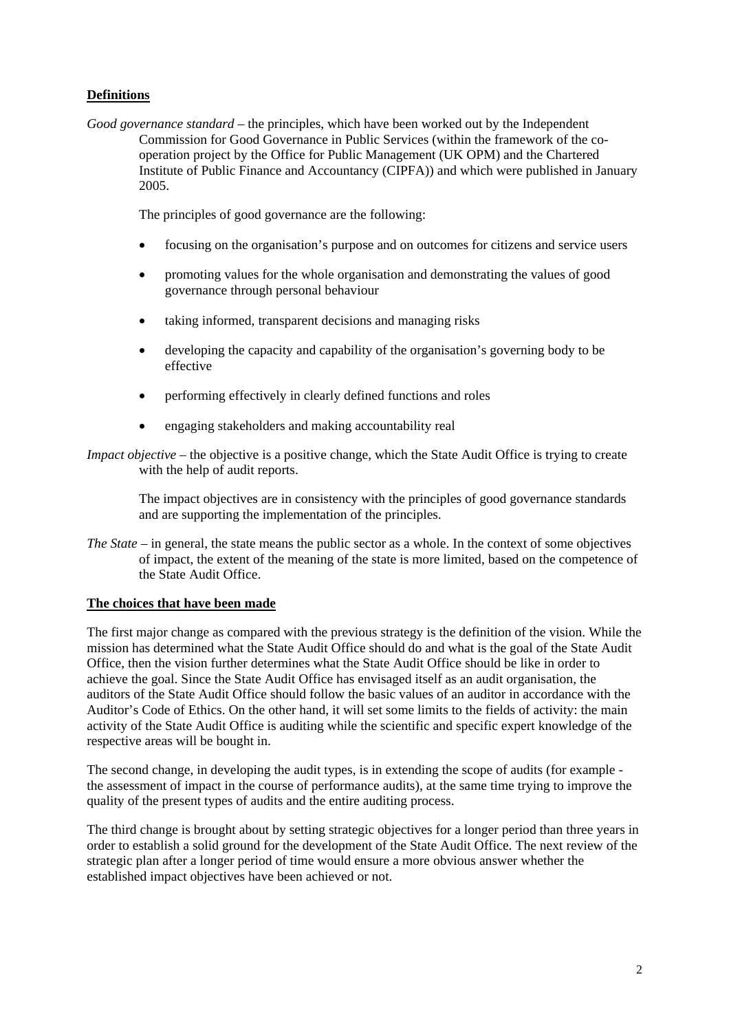**Definitions**

*Good governance standard* – the principles, which have been worked out by the Independent Commission for Good Governance in Public Services (within the framework of the co-operation project by the Office for Public Management (UK OPM) and the Chartered Institute of Public Finance and Accountancy (CIPFA)) and which were published in January 2005.

The principles of good governance are the following:

- focusing on the organisation's purpose and on outcomes for citizens and service users
- promoting values for the whole organisation and demonstrating the values of good governance through personal behaviour
- taking informed, transparent decisions and managing risks
- developing the capacity and capability of the organisation's governing body to be effective
- performing effectively in clearly defined functions and roles
- engaging stakeholders and making accountability real

*Impact objective* – the objective is a positive change, which the State Audit Office is trying to create with the help of audit reports.

The impact objectives are in consistency with the principles of good governance standards and are supporting the implementation of the principles.

*The State* – in general, the state means the public sector as a whole. In the context of some objectives of impact, the extent of the meaning of the state is more limited, based on the competence of the State Audit Office.

**The choices that have been made**

The first major change as compared with the previous strategy is the definition of the vision. While the mission has determined what the State Audit Office should do and what is the goal of the State Audit Office, then the vision further determines what the State Audit Office should be like in order to achieve the goal. Since the State Audit Office has envisaged itself as an audit organisation, the auditors of the State Audit Office should follow the basic values of an auditor in accordance with the Auditor's Code of Ethics. On the other hand, it will set some limits to the fields of activity: the main activity of the State Audit Office is auditing while the scientific and specific expert knowledge of the respective areas will be bought in.

The second change, in developing the audit types, is in extending the scope of audits (for example - the assessment of impact in the course of performance audits), at the same time trying to improve the quality of the present types of audits and the entire auditing process.

The third change is brought about by setting strategic objectives for a longer period than three years in order to establish a solid ground for the development of the State Audit Office. The next review of the strategic plan after a longer period of time would ensure a more obvious answer whether the established impact objectives have been achieved or not.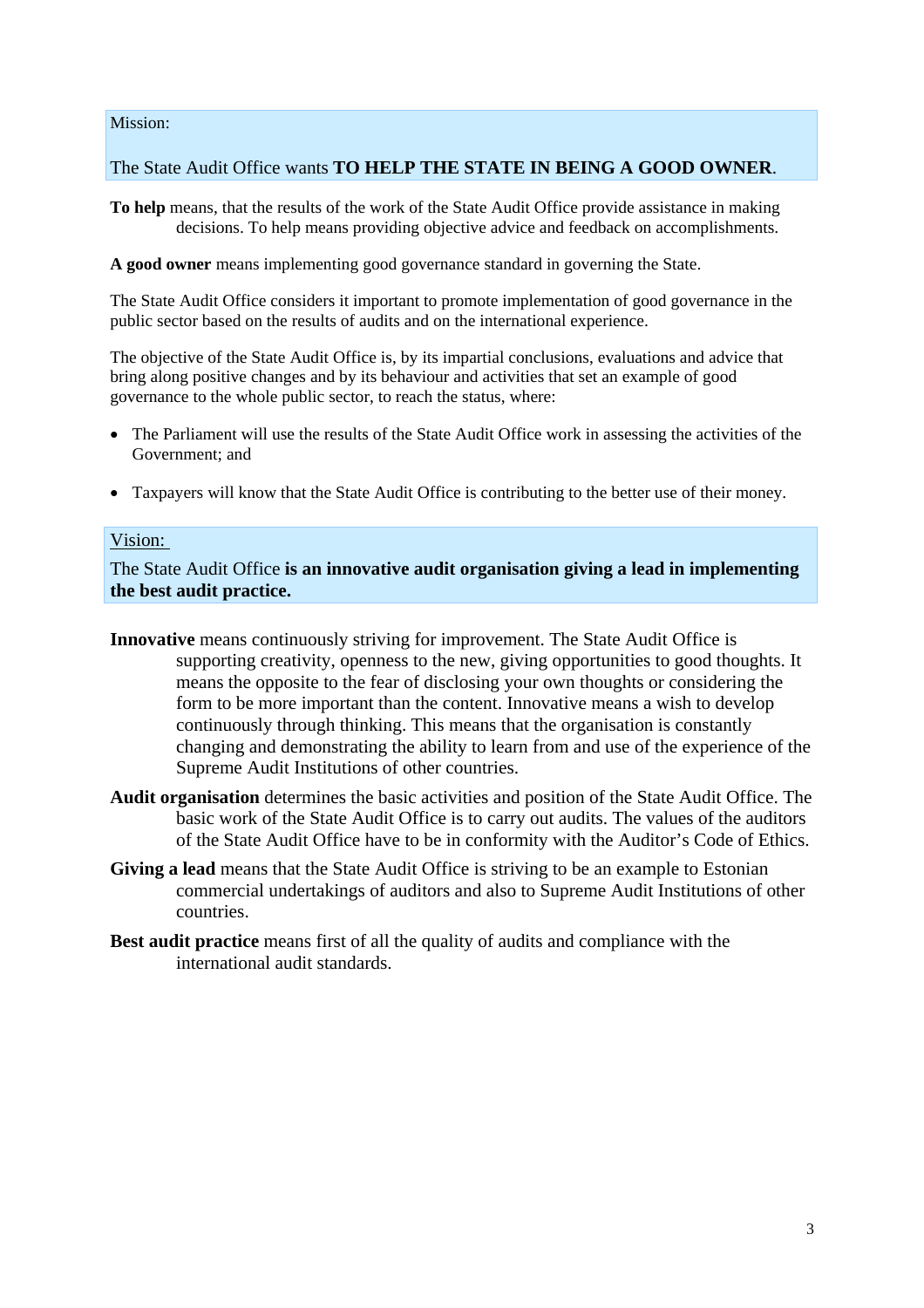Mission:

The State Audit Office wants **TO HELP THE STATE IN BEING A GOOD OWNER**.

**To help** means, that the results of the work of the State Audit Office provide assistance in making decisions. To help means providing objective advice and feedback on accomplishments.

**A good owner** means implementing good governance standard in governing the State.

The State Audit Office considers it important to promote implementation of good governance in the public sector based on the results of audits and on the international experience.

The objective of the State Audit Office is, by its impartial conclusions, evaluations and advice that bring along positive changes and by its behaviour and activities that set an example of good governance to the whole public sector, to reach the status, where:

- The Parliament will use the results of the State Audit Office work in assessing the activities of the Government; and
- Taxpayers will know that the State Audit Office is contributing to the better use of their money.

Vision:

The State Audit Office **is an innovative audit organisation giving a lead in implementing the best audit practice.**

**Innovative** means continuously striving for improvement. The State Audit Office is supporting creativity, openness to the new, giving opportunities to good thoughts. It means the opposite to the fear of disclosing your own thoughts or considering the form to be more important than the content. Innovative means a wish to develop continuously through thinking. This means that the organisation is constantly changing and demonstrating the ability to learn from and use of the experience of the Supreme Audit Institutions of other countries.

**Audit organisation** determines the basic activities and position of the State Audit Office. The basic work of the State Audit Office is to carry out audits. The values of the auditors of the State Audit Office have to be in conformity with the Auditor's Code of Ethics.

**Giving a lead** means that the State Audit Office is striving to be an example to Estonian commercial undertakings of auditors and also to Supreme Audit Institutions of other countries.

**Best audit practice** means first of all the quality of audits and compliance with the international audit standards.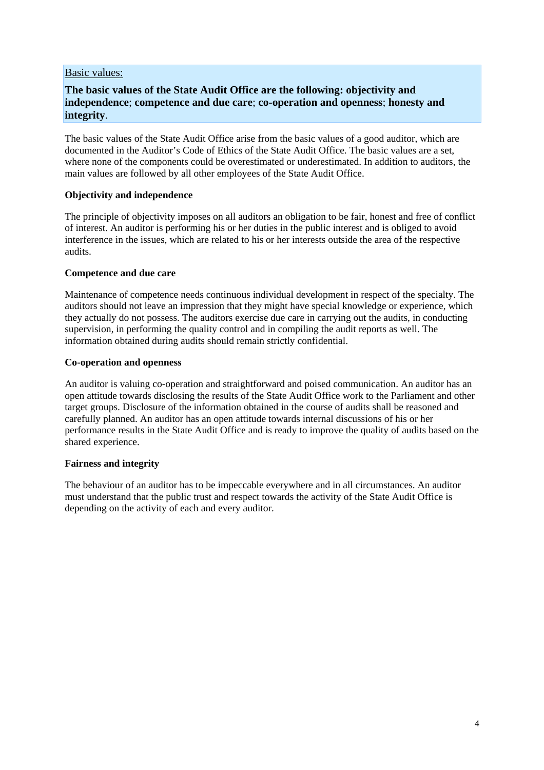Basic values:

**The basic values of the State Audit Office are the following: objectivity and independence**; **competence and due care**; **co-operation and openness**; **honesty and integrity**.

The basic values of the State Audit Office arise from the basic values of a good auditor, which are documented in the Auditor's Code of Ethics of the State Audit Office. The basic values are a set, where none of the components could be overestimated or underestimated. In addition to auditors, the main values are followed by all other employees of the State Audit Office.

**Objectivity and independence**

The principle of objectivity imposes on all auditors an obligation to be fair, honest and free of conflict of interest. An auditor is performing his or her duties in the public interest and is obliged to avoid interference in the issues, which are related to his or her interests outside the area of the respective audits.

**Competence and due care**

Maintenance of competence needs continuous individual development in respect of the specialty. The auditors should not leave an impression that they might have special knowledge or experience, which they actually do not possess. The auditors exercise due care in carrying out the audits, in conducting supervision, in performing the quality control and in compiling the audit reports as well. The information obtained during audits should remain strictly confidential.

**Co-operation and openness**

An auditor is valuing co-operation and straightforward and poised communication. An auditor has an open attitude towards disclosing the results of the State Audit Office work to the Parliament and other target groups. Disclosure of the information obtained in the course of audits shall be reasoned and carefully planned. An auditor has an open attitude towards internal discussions of his or her performance results in the State Audit Office and is ready to improve the quality of audits based on the shared experience.

**Fairness and integrity**

The behaviour of an auditor has to be impeccable everywhere and in all circumstances. An auditor must understand that the public trust and respect towards the activity of the State Audit Office is depending on the activity of each and every auditor.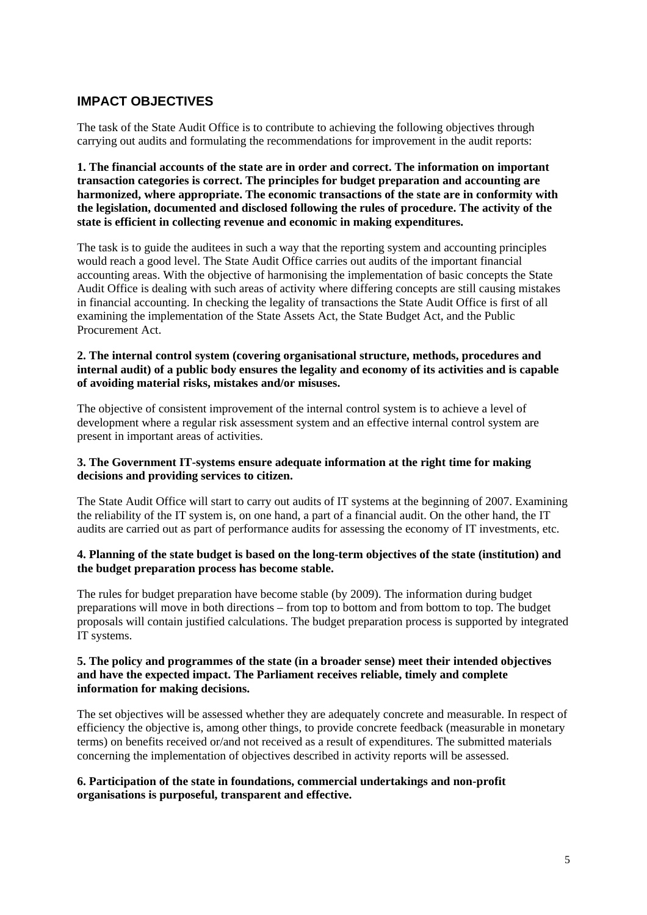## IMPACT OBJECTIVES

The task of the State Audit Office is to contribute to achieving the following objectives through carrying out audits and formulating the recommendations for improvement in the audit reports:

**1. The financial accounts of the state are in order and correct. The information on important transaction categories is correct. The principles for budget preparation and accounting are harmonized, where appropriate. The economic transactions of the state are in conformity with the legislation, documented and disclosed following the rules of procedure. The activity of the state is efficient in collecting revenue and economic in making expenditures.**

The task is to guide the auditees in such a way that the reporting system and accounting principles would reach a good level. The State Audit Office carries out audits of the important financial accounting areas. With the objective of harmonising the implementation of basic concepts the State Audit Office is dealing with such areas of activity where differing concepts are still causing mistakes in financial accounting. In checking the legality of transactions the State Audit Office is first of all examining the implementation of the State Assets Act, the State Budget Act, and the Public Procurement Act.

**2. The internal control system (covering organisational structure, methods, procedures and internal audit) of a public body ensures the legality and economy of its activities and is capable of avoiding material risks, mistakes and/or misuses.**

The objective of consistent improvement of the internal control system is to achieve a level of development where a regular risk assessment system and an effective internal control system are present in important areas of activities.

**3. The Government IT-systems ensure adequate information at the right time for making decisions and providing services to citizen.**

The State Audit Office will start to carry out audits of IT systems at the beginning of 2007. Examining the reliability of the IT system is, on one hand, a part of a financial audit. On the other hand, the IT audits are carried out as part of performance audits for assessing the economy of IT investments, etc.

**4. Planning of the state budget is based on the long-term objectives of the state (institution) and the budget preparation process has become stable.**

The rules for budget preparation have become stable (by 2009). The information during budget preparations will move in both directions – from top to bottom and from bottom to top. The budget proposals will contain justified calculations. The budget preparation process is supported by integrated IT systems.

**5. The policy and programmes of the state (in a broader sense) meet their intended objectives and have the expected impact. The Parliament receives reliable, timely and complete information for making decisions.**

The set objectives will be assessed whether they are adequately concrete and measurable. In respect of efficiency the objective is, among other things, to provide concrete feedback (measurable in monetary terms) on benefits received or/and not received as a result of expenditures. The submitted materials concerning the implementation of objectives described in activity reports will be assessed.

**6. Participation of the state in foundations, commercial undertakings and non-profit organisations is purposeful, transparent and effective.**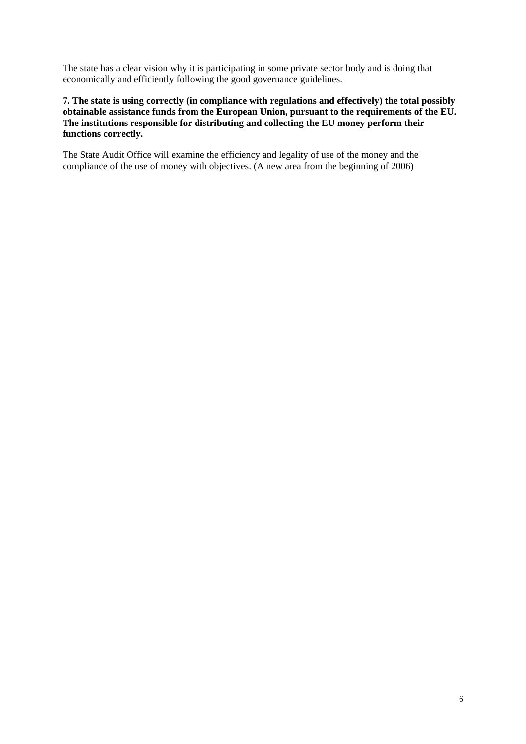The state has a clear vision why it is participating in some private sector body and is doing that economically and efficiently following the good governance guidelines.

**7. The state is using correctly (in compliance with regulations and effectively) the total possibly obtainable assistance funds from the European Union, pursuant to the requirements of the EU. The institutions responsible for distributing and collecting the EU money perform their functions correctly.**

The State Audit Office will examine the efficiency and legality of use of the money and the compliance of the use of money with objectives. (A new area from the beginning of 2006)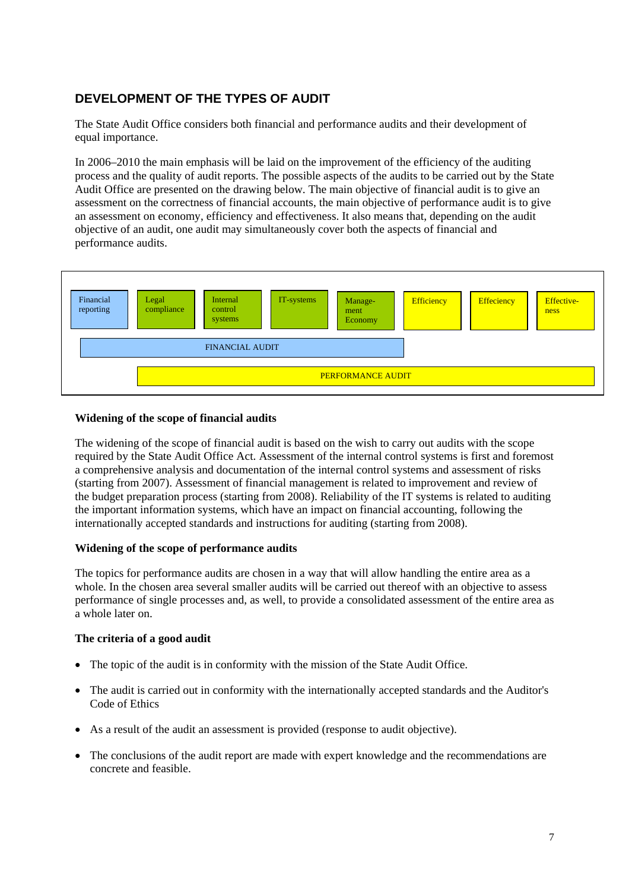## DEVELOPMENT OF THE TYPES OF AUDIT

The State Audit Office considers both financial and performance audits and their development of equal importance.

In 2006–2010 the main emphasis will be laid on the improvement of the efficiency of the auditing process and the quality of audit reports. The possible aspects of the audits to be carried out by the State Audit Office are presented on the drawing below. The main objective of financial audit is to give an assessment on the correctness of financial accounts, the main objective of performance audit is to give an assessment on economy, efficiency and effectiveness. It also means that, depending on the audit objective of an audit, one audit may simultaneously cover both the aspects of financial and performance audits.

| Financial reporting | Legal compliance | Internal control systems | IT-systems | Manage-ment Economy | Efficiency | Effeciency | Effective-ness |
|---|---|---|---|---|---|---|---|
| FINANCIAL AUDIT | | | | | | | |
| | PERFORMANCE AUDIT | | | | | | |

### Widening of the scope of financial audits

The widening of the scope of financial audit is based on the wish to carry out audits with the scope required by the State Audit Office Act. Assessment of the internal control systems is first and foremost a comprehensive analysis and documentation of the internal control systems and assessment of risks (starting from 2007). Assessment of financial management is related to improvement and review of the budget preparation process (starting from 2008). Reliability of the IT systems is related to auditing the important information systems, which have an impact on financial accounting, following the internationally accepted standards and instructions for auditing (starting from 2008).

### Widening of the scope of performance audits

The topics for performance audits are chosen in a way that will allow handling the entire area as a whole. In the chosen area several smaller audits will be carried out thereof with an objective to assess performance of single processes and, as well, to provide a consolidated assessment of the entire area as a whole later on.

### The criteria of a good audit

- The topic of the audit is in conformity with the mission of the State Audit Office.
- The audit is carried out in conformity with the internationally accepted standards and the Auditor's Code of Ethics
- As a result of the audit an assessment is provided (response to audit objective).
- The conclusions of the audit report are made with expert knowledge and the recommendations are concrete and feasible.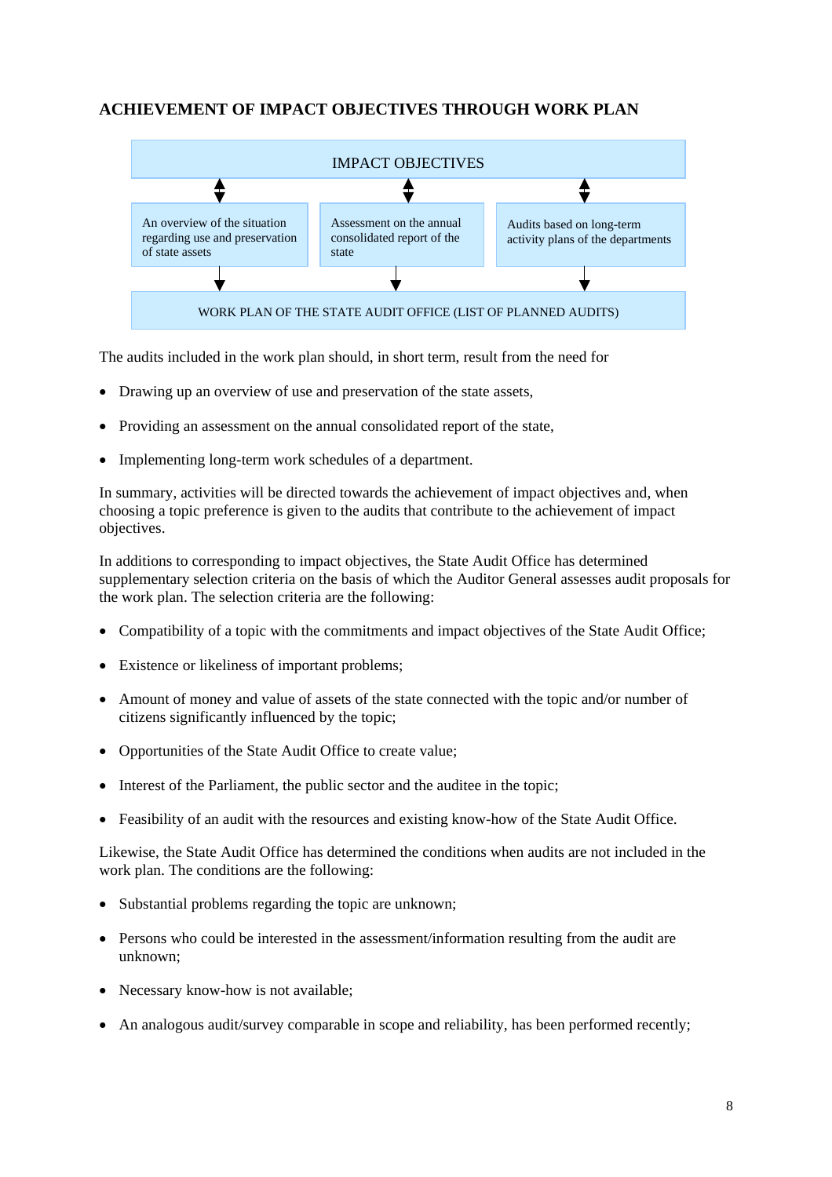## ACHIEVEMENT OF IMPACT OBJECTIVES THROUGH WORK PLAN

IMPACT OBJECTIVES

| An overview of the situation regarding use and preservation of state assets | Assessment on the annual consolidated report of the state | Audits based on long-term activity plans of the departments |
|---|---|---|

WORK PLAN OF THE STATE AUDIT OFFICE (LIST OF PLANNED AUDITS)

The audits included in the work plan should, in short term, result from the need for

- Drawing up an overview of use and preservation of the state assets,
- Providing an assessment on the annual consolidated report of the state,
- Implementing long-term work schedules of a department.

In summary, activities will be directed towards the achievement of impact objectives and, when choosing a topic preference is given to the audits that contribute to the achievement of impact objectives.

In additions to corresponding to impact objectives, the State Audit Office has determined supplementary selection criteria on the basis of which the Auditor General assesses audit proposals for the work plan. The selection criteria are the following:

- Compatibility of a topic with the commitments and impact objectives of the State Audit Office;
- Existence or likeliness of important problems;
- Amount of money and value of assets of the state connected with the topic and/or number of citizens significantly influenced by the topic;
- Opportunities of the State Audit Office to create value;
- Interest of the Parliament, the public sector and the auditee in the topic;
- Feasibility of an audit with the resources and existing know-how of the State Audit Office.

Likewise, the State Audit Office has determined the conditions when audits are not included in the work plan. The conditions are the following:

- Substantial problems regarding the topic are unknown;
- Persons who could be interested in the assessment/information resulting from the audit are unknown;
- Necessary know-how is not available;
- An analogous audit/survey comparable in scope and reliability, has been performed recently;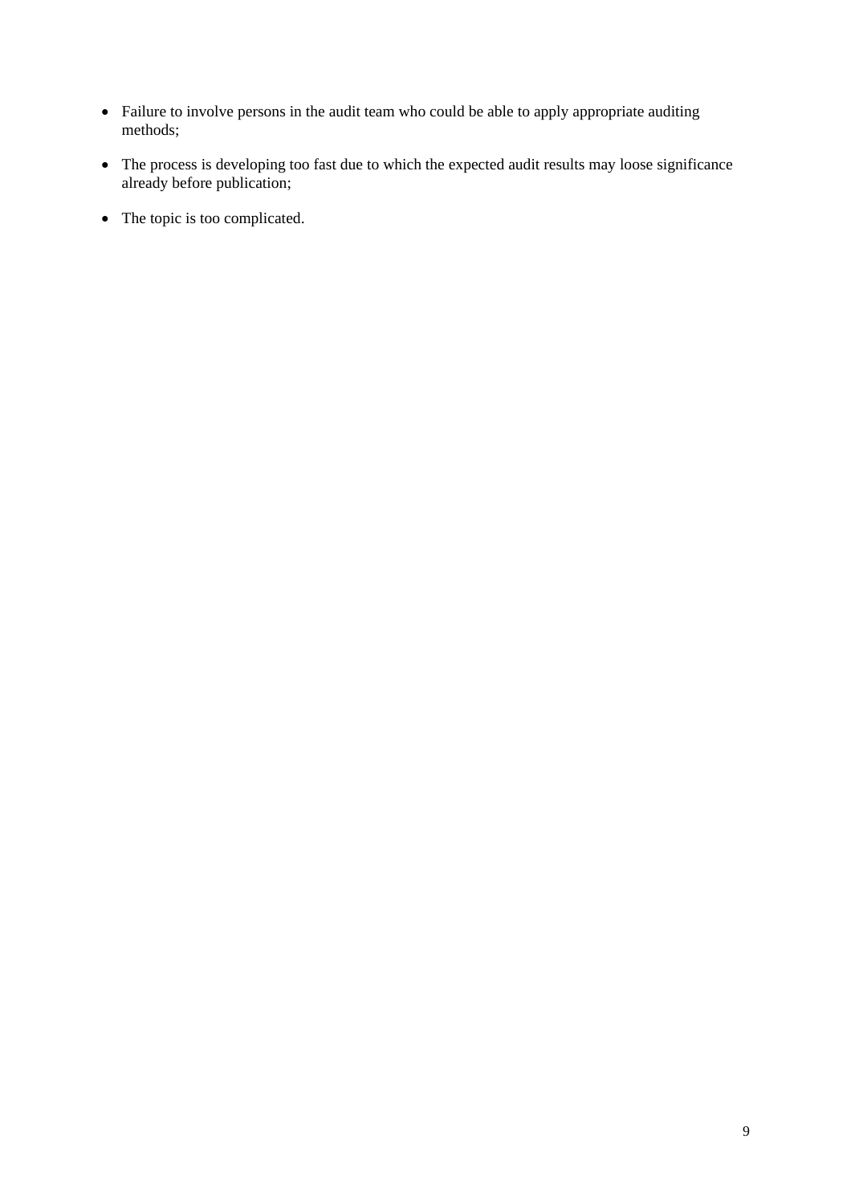- Failure to involve persons in the audit team who could be able to apply appropriate auditing methods;
- The process is developing too fast due to which the expected audit results may loose significance already before publication;
- The topic is too complicated.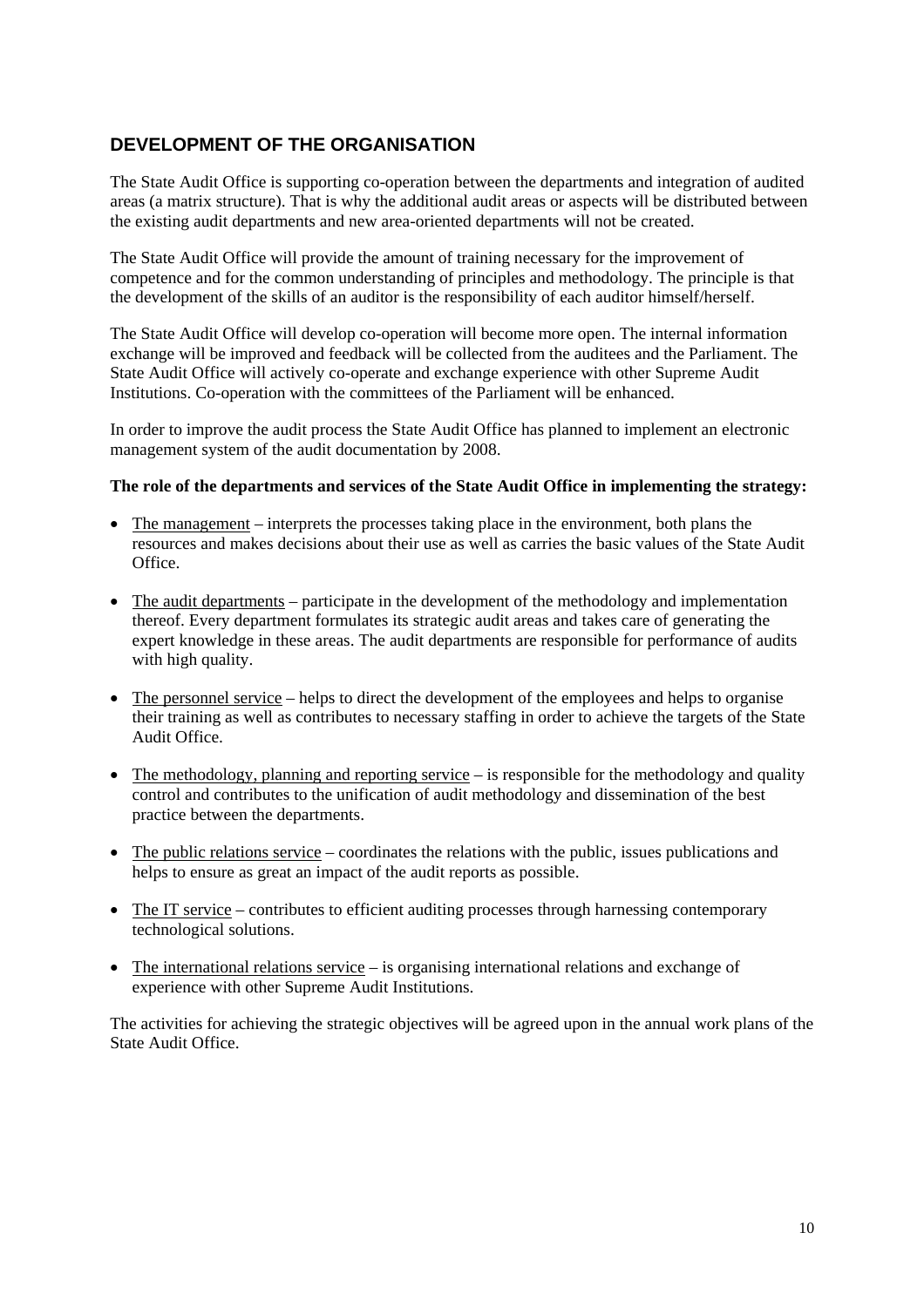## DEVELOPMENT OF THE ORGANISATION

The State Audit Office is supporting co-operation between the departments and integration of audited areas (a matrix structure). That is why the additional audit areas or aspects will be distributed between the existing audit departments and new area-oriented departments will not be created.

The State Audit Office will provide the amount of training necessary for the improvement of competence and for the common understanding of principles and methodology. The principle is that the development of the skills of an auditor is the responsibility of each auditor himself/herself.

The State Audit Office will develop co-operation will become more open. The internal information exchange will be improved and feedback will be collected from the auditees and the Parliament. The State Audit Office will actively co-operate and exchange experience with other Supreme Audit Institutions. Co-operation with the committees of the Parliament will be enhanced.

In order to improve the audit process the State Audit Office has planned to implement an electronic management system of the audit documentation by 2008.

**The role of the departments and services of the State Audit Office in implementing the strategy:**

- The management – interprets the processes taking place in the environment, both plans the resources and makes decisions about their use as well as carries the basic values of the State Audit Office.
- The audit departments – participate in the development of the methodology and implementation thereof. Every department formulates its strategic audit areas and takes care of generating the expert knowledge in these areas. The audit departments are responsible for performance of audits with high quality.
- The personnel service – helps to direct the development of the employees and helps to organise their training as well as contributes to necessary staffing in order to achieve the targets of the State Audit Office.
- The methodology, planning and reporting service – is responsible for the methodology and quality control and contributes to the unification of audit methodology and dissemination of the best practice between the departments.
- The public relations service – coordinates the relations with the public, issues publications and helps to ensure as great an impact of the audit reports as possible.
- The IT service – contributes to efficient auditing processes through harnessing contemporary technological solutions.
- The international relations service – is organising international relations and exchange of experience with other Supreme Audit Institutions.

The activities for achieving the strategic objectives will be agreed upon in the annual work plans of the State Audit Office.